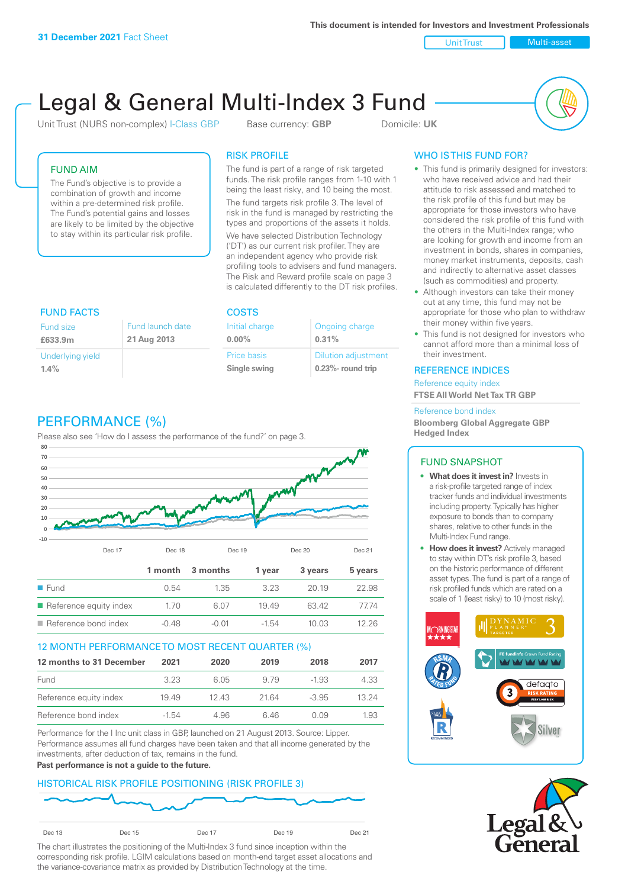**31 December 2021** Fact Sheet

**This document is intended for Investors and Investment Professionals**

Unit Trust | Multi-asset

# Legal & General Multi-Index 3 Fund

Unit Trust (NURS non-complex) I-Class GBP    Base currency: **GBP**    Domicile: **UK**

## FUND AIM

The Fund's objective is to provide a combination of growth and income within a pre-determined risk profile. The Fund's potential gains and losses are likely to be limited by the objective to stay within its particular risk profile.

## RISK PROFILE

The fund is part of a range of risk targeted funds. The risk profile ranges from 1-10 with 1 being the least risky, and 10 being the most.

The fund targets risk profile 3. The level of risk in the fund is managed by restricting the types and proportions of the assets it holds.

We have selected Distribution Technology ('DT') as our current risk profiler. They are an independent agency who provide risk profiling tools to advisers and fund managers. The Risk and Reward profile scale on page 3 is calculated differently to the DT risk profiles.

## WHO IS THIS FUND FOR?

- This fund is primarily designed for investors: who have received advice and had their attitude to risk assessed and matched to the risk profile of this fund but may be appropriate for those investors who have considered the risk profile of this fund with the others in the Multi-Index range; who are looking for growth and income from an investment in bonds, shares in companies, money market instruments, deposits, cash and indirectly to alternative asset classes (such as commodities) and property.
- Although investors can take their money out at any time, this fund may not be appropriate for those who plan to withdraw their money within five years.
- This fund is not designed for investors who cannot afford more than a minimal loss of their investment.

## FUND FACTS

| Fund size | Fund launch date |
|---|---|
| **£633.9m** | **21 Aug 2013** |
| Underlying yield | |
| **1.4%** | |

## COSTS

| Initial charge | Ongoing charge |
|---|---|
| **0.00%** | **0.31%** |
| Price basis | Dilution adjustment |
| **Single swing** | **0.23%- round trip** |

## REFERENCE INDICES

Reference equity index
**FTSE All World Net Tax TR GBP**

Reference bond index
**Bloomberg Global Aggregate GBP Hedged Index**

## PERFORMANCE (%)

Please also see 'How do I assess the performance of the fund?' on page 3.

| | 1 month | 3 months | 1 year | 3 years | 5 years |
|---|---|---|---|---|---|
| Fund | 0.54 | 1.35 | 3.23 | 20.19 | 22.98 |
| Reference equity index | 1.70 | 6.07 | 19.49 | 63.42 | 77.74 |
| Reference bond index | -0.48 | -0.01 | -1.54 | 10.03 | 12.26 |

## 12 MONTH PERFORMANCE TO MOST RECENT QUARTER (%)

| 12 months to 31 December | 2021 | 2020 | 2019 | 2018 | 2017 |
|---|---|---|---|---|---|
| Fund | 3.23 | 6.05 | 9.79 | -1.93 | 4.33 |
| Reference equity index | 19.49 | 12.43 | 21.64 | -3.95 | 13.24 |
| Reference bond index | -1.54 | 4.96 | 6.46 | 0.09 | 1.93 |

Performance for the I Inc unit class in GBP, launched on 21 August 2013. Source: Lipper. Performance assumes all fund charges have been taken and that all income generated by the investments, after deduction of tax, remains in the fund.
**Past performance is not a guide to the future.**

## FUND SNAPSHOT

- **What does it invest in?** Invests in a risk-profile targeted range of index tracker funds and individual investments including property. Typically has higher exposure to bonds than to company shares, relative to other funds in the Multi-Index Fund range.
- **How does it invest?** Actively managed to stay within DT's risk profile 3, based on the historic performance of different asset types. The fund is part of a range of risk profiled funds which are rated on a scale of 1 (least risky) to 10 (most risky).

## HISTORICAL RISK PROFILE POSITIONING (RISK PROFILE 3)

The chart illustrates the positioning of the Multi-Index 3 fund since inception within the corresponding risk profile. LGIM calculations based on month-end target asset allocations and the variance-covariance matrix as provided by Distribution Technology at the time.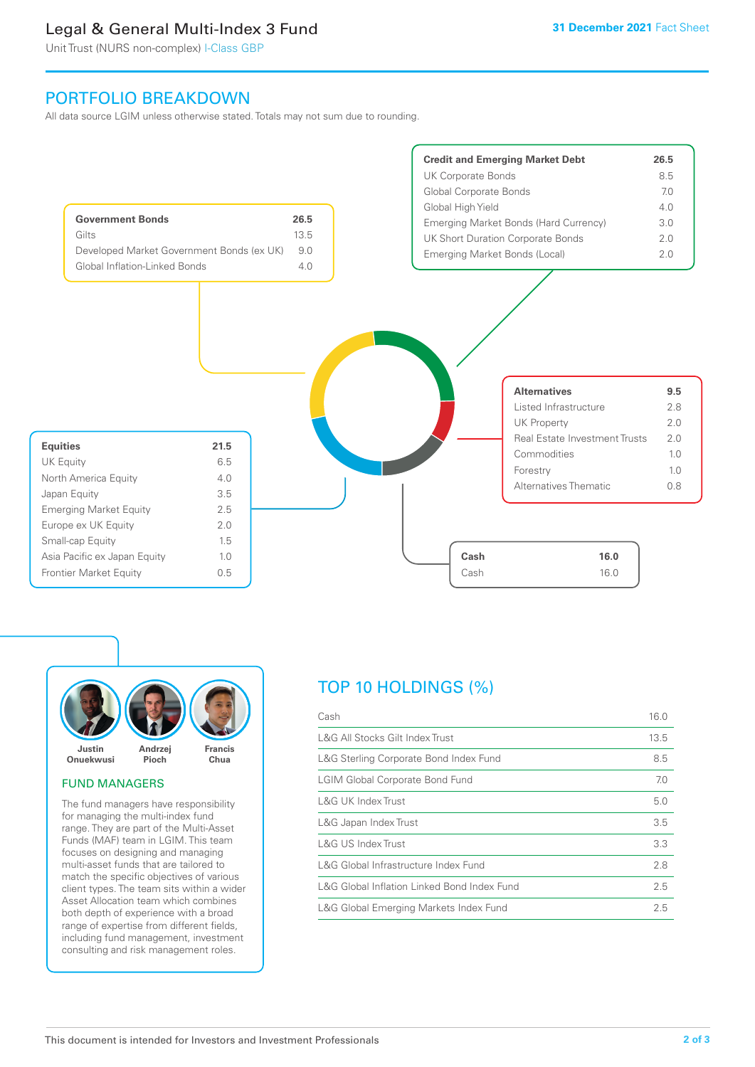# Legal & General Multi-Index 3 Fund

Unit Trust (NURS non-complex) I-Class GBP

**31 December 2021** Fact Sheet

## PORTFOLIO BREAKDOWN

All data source LGIM unless otherwise stated. Totals may not sum due to rounding.

| **Government Bonds** | **26.5** |
|---|---|
| Gilts | 13.5 |
| Developed Market Government Bonds (ex UK) | 9.0 |
| Global Inflation-Linked Bonds | 4.0 |

| **Credit and Emerging Market Debt** | **26.5** |
|---|---|
| UK Corporate Bonds | 8.5 |
| Global Corporate Bonds | 7.0 |
| Global High Yield | 4.0 |
| Emerging Market Bonds (Hard Currency) | 3.0 |
| UK Short Duration Corporate Bonds | 2.0 |
| Emerging Market Bonds (Local) | 2.0 |

| **Alternatives** | **9.5** |
|---|---|
| Listed Infrastructure | 2.8 |
| UK Property | 2.0 |
| Real Estate Investment Trusts | 2.0 |
| Commodities | 1.0 |
| Forestry | 1.0 |
| Alternatives Thematic | 0.8 |

| **Equities** | **21.5** |
|---|---|
| UK Equity | 6.5 |
| North America Equity | 4.0 |
| Japan Equity | 3.5 |
| Emerging Market Equity | 2.5 |
| Europe ex UK Equity | 2.0 |
| Small-cap Equity | 1.5 |
| Asia Pacific ex Japan Equity | 1.0 |
| Frontier Market Equity | 0.5 |

| **Cash** | **16.0** |
|---|---|
| Cash | 16.0 |

**Justin Onuekwusi** **Andrzej Pioch** **Francis Chua**

### FUND MANAGERS

The fund managers have responsibility for managing the multi-index fund range. They are part of the Multi-Asset Funds (MAF) team in LGIM. This team focuses on designing and managing multi-asset funds that are tailored to match the specific objectives of various client types. The team sits within a wider Asset Allocation team which combines both depth of experience with a broad range of expertise from different fields, including fund management, investment consulting and risk management roles.

## TOP 10 HOLDINGS (%)

| Holding | % |
|---|---|
| Cash | 16.0 |
| L&G All Stocks Gilt Index Trust | 13.5 |
| L&G Sterling Corporate Bond Index Fund | 8.5 |
| LGIM Global Corporate Bond Fund | 7.0 |
| L&G UK Index Trust | 5.0 |
| L&G Japan Index Trust | 3.5 |
| L&G US Index Trust | 3.3 |
| L&G Global Infrastructure Index Fund | 2.8 |
| L&G Global Inflation Linked Bond Index Fund | 2.5 |
| L&G Global Emerging Markets Index Fund | 2.5 |

This document is intended for Investors and Investment Professionals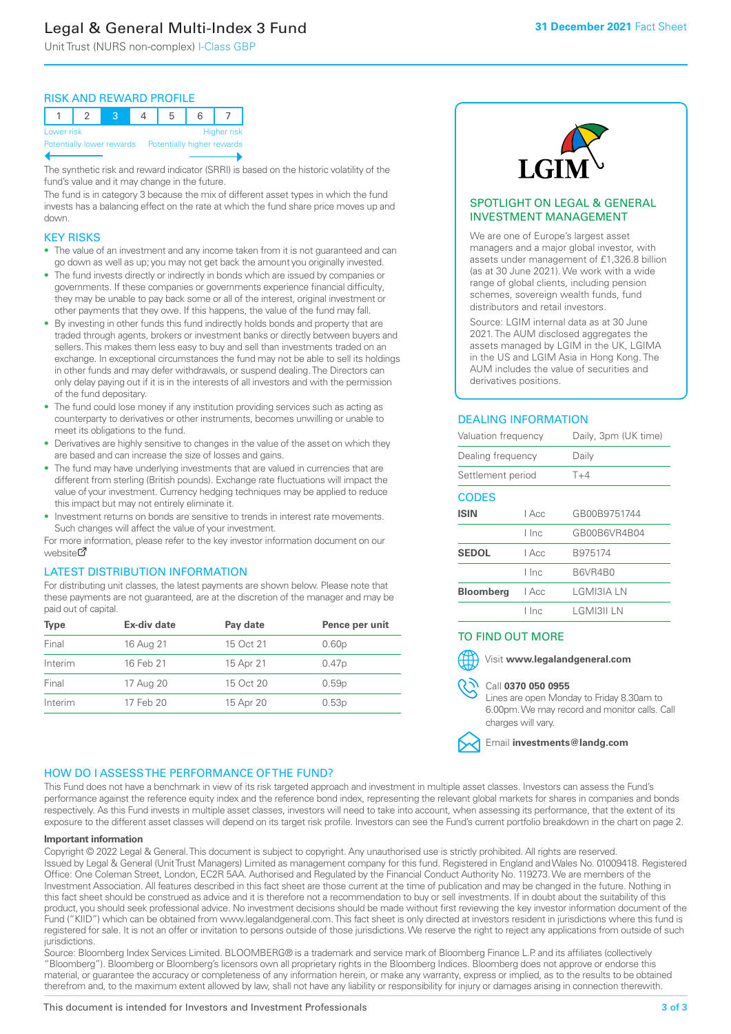# Legal & General Multi-Index 3 Fund

Unit Trust (NURS non-complex) I-Class GBP

**31 December 2021** Fact Sheet

## RISK AND REWARD PROFILE

| 1 | 2 | 3 | 4 | 5 | 6 | 7 |
|---|---|---|---|---|---|---|

Lower risk — Higher risk

Potentially lower rewards — Potentially higher rewards

The synthetic risk and reward indicator (SRRI) is based on the historic volatility of the fund's value and it may change in the future.

The fund is in category 3 because the mix of different asset types in which the fund invests has a balancing effect on the rate at which the fund share price moves up and down.

## KEY RISKS

- The value of an investment and any income taken from it is not guaranteed and can go down as well as up; you may not get back the amount you originally invested.
- The fund invests directly or indirectly in bonds which are issued by companies or governments. If these companies or governments experience financial difficulty, they may be unable to pay back some or all of the interest, original investment or other payments that they owe. If this happens, the value of the fund may fall.
- By investing in other funds this fund indirectly holds bonds and property that are traded through agents, brokers or investment banks or directly between buyers and sellers. This makes them less easy to buy and sell than investments traded on an exchange. In exceptional circumstances the fund may not be able to sell its holdings in other funds and may defer withdrawals, or suspend dealing. The Directors can only delay paying out if it is in the interests of all investors and with the permission of the fund depositary.
- The fund could lose money if any institution providing services such as acting as counterparty to derivatives or other instruments, becomes unwilling or unable to meet its obligations to the fund.
- Derivatives are highly sensitive to changes in the value of the asset on which they are based and can increase the size of losses and gains.
- The fund may have underlying investments that are valued in currencies that are different from sterling (British pounds). Exchange rate fluctuations will impact the value of your investment. Currency hedging techniques may be applied to reduce this impact but may not entirely eliminate it.
- Investment returns on bonds are sensitive to trends in interest rate movements. Such changes will affect the value of your investment.

For more information, please refer to the key investor information document on our website

## LATEST DISTRIBUTION INFORMATION

For distributing unit classes, the latest payments are shown below. Please note that these payments are not guaranteed, are at the discretion of the manager and may be paid out of capital.

| Type | Ex-div date | Pay date | Pence per unit |
|---|---|---|---|
| Final | 16 Aug 21 | 15 Oct 21 | 0.60p |
| Interim | 16 Feb 21 | 15 Apr 21 | 0.47p |
| Final | 17 Aug 20 | 15 Oct 20 | 0.59p |
| Interim | 17 Feb 20 | 15 Apr 20 | 0.53p |

## SPOTLIGHT ON LEGAL & GENERAL INVESTMENT MANAGEMENT

We are one of Europe's largest asset managers and a major global investor, with assets under management of £1,326.8 billion (as at 30 June 2021). We work with a wide range of global clients, including pension schemes, sovereign wealth funds, fund distributors and retail investors.

Source: LGIM internal data as at 30 June 2021. The AUM disclosed aggregates the assets managed by LGIM in the UK, LGIMA in the US and LGIM Asia in Hong Kong. The AUM includes the value of securities and derivatives positions.

## DEALING INFORMATION

| | |
|---|---|
| Valuation frequency | Daily, 3pm (UK time) |
| Dealing frequency | Daily |
| Settlement period | T+4 |

## CODES

| | | |
|---|---|---|
| **ISIN** | I Acc | GB00B9751744 |
| | I Inc | GB00B6VR4B04 |
| **SEDOL** | I Acc | B975174 |
| | I Inc | B6VR4B0 |
| **Bloomberg** | I Acc | LGMI3IA LN |
| | I Inc | LGMI3II LN |

## TO FIND OUT MORE

Visit **www.legalandgeneral.com**

Call **0370 050 0955**
Lines are open Monday to Friday 8.30am to 6.00pm. We may record and monitor calls. Call charges will vary.

Email **investments@landg.com**

## HOW DO I ASSESS THE PERFORMANCE OF THE FUND?

This Fund does not have a benchmark in view of its risk targeted approach and investment in multiple asset classes. Investors can assess the Fund's performance against the reference equity index and the reference bond index, representing the relevant global markets for shares in companies and bonds respectively. As this Fund invests in multiple asset classes, investors will need to take into account, when assessing its performance, that the extent of its exposure to the different asset classes will depend on its target risk profile. Investors can see the Fund's current portfolio breakdown in the chart on page 2.

**Important information**

Copyright © 2022 Legal & General. This document is subject to copyright. Any unauthorised use is strictly prohibited. All rights are reserved. Issued by Legal & General (Unit Trust Managers) Limited as management company for this fund. Registered in England and Wales No. 01009418. Registered Office: One Coleman Street, London, EC2R 5AA. Authorised and Regulated by the Financial Conduct Authority No. 119273. We are members of the Investment Association. All features described in this fact sheet are those current at the time of publication and may be changed in the future. Nothing in this fact sheet should be construed as advice and it is therefore not a recommendation to buy or sell investments. If in doubt about the suitability of this product, you should seek professional advice. No investment decisions should be made without first reviewing the key investor information document of the Fund ("KIID") which can be obtained from www.legalandgeneral.com. This fact sheet is only directed at investors resident in jurisdictions where this fund is registered for sale. It is not an offer or invitation to persons outside of those jurisdictions. We reserve the right to reject any applications from outside of such jurisdictions.

Source: Bloomberg Index Services Limited. BLOOMBERG® is a trademark and service mark of Bloomberg Finance L.P. and its affiliates (collectively "Bloomberg"). Bloomberg or Bloomberg's licensors own all proprietary rights in the Bloomberg Indices. Bloomberg does not approve or endorse this material, or guarantee the accuracy or completeness of any information herein, or make any warranty, express or implied, as to the results to be obtained therefrom and, to the maximum extent allowed by law, shall not have any liability or responsibility for injury or damages arising in connection therewith.

This document is intended for Investors and Investment Professionals